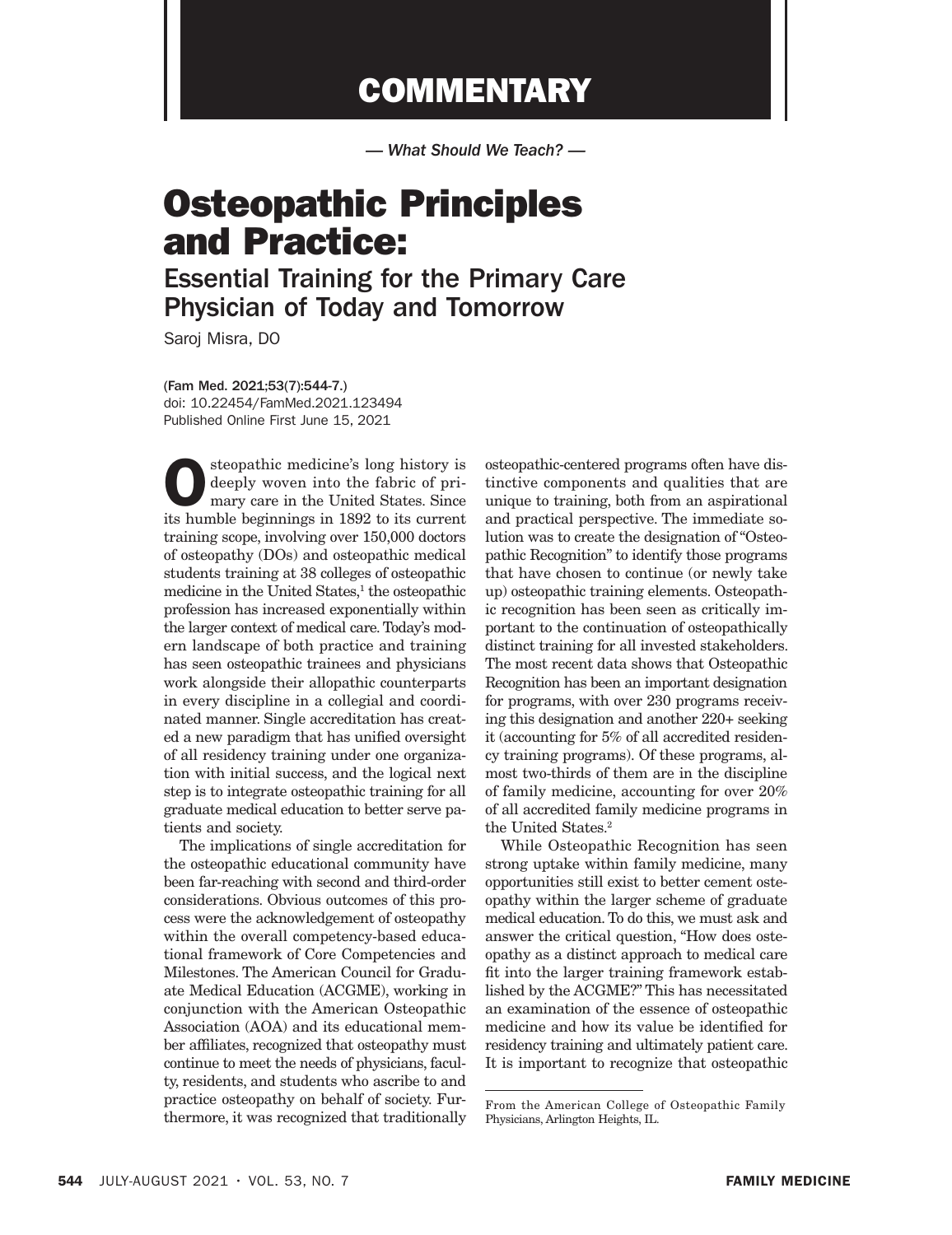# COMMENTARY

*— What Should We Teach? —*

# Osteopathic Principles and Practice:

## Essential Training for the Primary Care Physician of Today and Tomorrow

Saroj Misra, DO

(Fam Med. 2021;53(7):544-7.)
doi: 10.22454/FamMed.2021.123494
Published Online First June 15, 2021

Osteopathic medicine's long history is deeply woven into the fabric of primary care in the United States. Since its humble beginnings in 1892 to its current training scope, involving over 150,000 doctors of osteopathy (DOs) and osteopathic medical students training at 38 colleges of osteopathic medicine in the United States,[1] the osteopathic profession has increased exponentially within the larger context of medical care. Today's modern landscape of both practice and training has seen osteopathic trainees and physicians work alongside their allopathic counterparts in every discipline in a collegial and coordinated manner. Single accreditation has created a new paradigm that has unified oversight of all residency training under one organization with initial success, and the logical next step is to integrate osteopathic training for all graduate medical education to better serve patients and society.

The implications of single accreditation for the osteopathic educational community have been far-reaching with second and third-order considerations. Obvious outcomes of this process were the acknowledgement of osteopathy within the overall competency-based educational framework of Core Competencies and Milestones. The American Council for Graduate Medical Education (ACGME), working in conjunction with the American Osteopathic Association (AOA) and its educational member affiliates, recognized that osteopathy must continue to meet the needs of physicians, faculty, residents, and students who ascribe to and practice osteopathy on behalf of society. Furthermore, it was recognized that traditionally osteopathic-centered programs often have distinctive components and qualities that are unique to training, both from an aspirational and practical perspective. The immediate solution was to create the designation of "Osteopathic Recognition" to identify those programs that have chosen to continue (or newly take up) osteopathic training elements. Osteopathic recognition has been seen as critically important to the continuation of osteopathically distinct training for all invested stakeholders. The most recent data shows that Osteopathic Recognition has been an important designation for programs, with over 230 programs receiving this designation and another 220+ seeking it (accounting for 5% of all accredited residency training programs). Of these programs, almost two-thirds of them are in the discipline of family medicine, accounting for over 20% of all accredited family medicine programs in the United States.[2]

While Osteopathic Recognition has seen strong uptake within family medicine, many opportunities still exist to better cement osteopathy within the larger scheme of graduate medical education. To do this, we must ask and answer the critical question, "How does osteopathy as a distinct approach to medical care fit into the larger training framework established by the ACGME?" This has necessitated an examination of the essence of osteopathic medicine and how its value be identified for residency training and ultimately patient care. It is important to recognize that osteopathic

---

From the American College of Osteopathic Family Physicians, Arlington Heights, IL.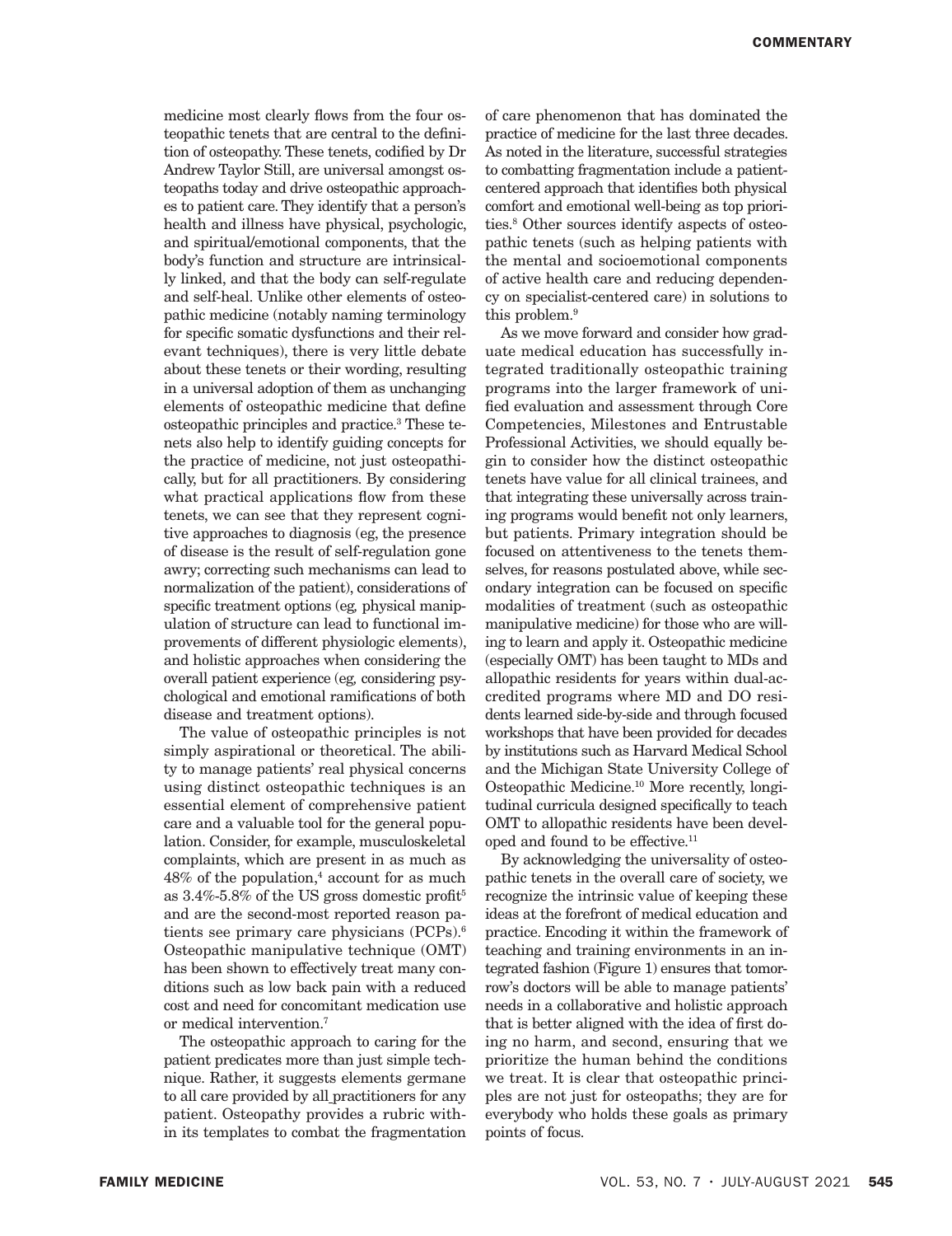medicine most clearly flows from the four osteopathic tenets that are central to the definition of osteopathy. These tenets, codified by Dr Andrew Taylor Still, are universal amongst osteopaths today and drive osteopathic approaches to patient care. They identify that a person's health and illness have physical, psychologic, and spiritual/emotional components, that the body's function and structure are intrinsically linked, and that the body can self-regulate and self-heal. Unlike other elements of osteopathic medicine (notably naming terminology for specific somatic dysfunctions and their relevant techniques), there is very little debate about these tenets or their wording, resulting in a universal adoption of them as unchanging elements of osteopathic medicine that define osteopathic principles and practice.[3] These tenets also help to identify guiding concepts for the practice of medicine, not just osteopathically, but for all practitioners. By considering what practical applications flow from these tenets, we can see that they represent cognitive approaches to diagnosis (eg, the presence of disease is the result of self-regulation gone awry; correcting such mechanisms can lead to normalization of the patient), considerations of specific treatment options (eg, physical manipulation of structure can lead to functional improvements of different physiologic elements), and holistic approaches when considering the overall patient experience (eg, considering psychological and emotional ramifications of both disease and treatment options).

The value of osteopathic principles is not simply aspirational or theoretical. The ability to manage patients' real physical concerns using distinct osteopathic techniques is an essential element of comprehensive patient care and a valuable tool for the general population. Consider, for example, musculoskeletal complaints, which are present in as much as 48% of the population,[4] account for as much as 3.4%-5.8% of the US gross domestic profit[5] and are the second-most reported reason patients see primary care physicians (PCPs).[6] Osteopathic manipulative technique (OMT) has been shown to effectively treat many conditions such as low back pain with a reduced cost and need for concomitant medication use or medical intervention.[7]

The osteopathic approach to caring for the patient predicates more than just simple technique. Rather, it suggests elements germane to all care provided by all practitioners for any patient. Osteopathy provides a rubric within its templates to combat the fragmentation of care phenomenon that has dominated the practice of medicine for the last three decades. As noted in the literature, successful strategies to combatting fragmentation include a patient-centered approach that identifies both physical comfort and emotional well-being as top priorities.[8] Other sources identify aspects of osteopathic tenets (such as helping patients with the mental and socioemotional components of active health care and reducing dependency on specialist-centered care) in solutions to this problem.[9]

As we move forward and consider how graduate medical education has successfully integrated traditionally osteopathic training programs into the larger framework of unified evaluation and assessment through Core Competencies, Milestones and Entrustable Professional Activities, we should equally begin to consider how the distinct osteopathic tenets have value for all clinical trainees, and that integrating these universally across training programs would benefit not only learners, but patients. Primary integration should be focused on attentiveness to the tenets themselves, for reasons postulated above, while secondary integration can be focused on specific modalities of treatment (such as osteopathic manipulative medicine) for those who are willing to learn and apply it. Osteopathic medicine (especially OMT) has been taught to MDs and allopathic residents for years within dual-accredited programs where MD and DO residents learned side-by-side and through focused workshops that have been provided for decades by institutions such as Harvard Medical School and the Michigan State University College of Osteopathic Medicine.[10] More recently, longitudinal curricula designed specifically to teach OMT to allopathic residents have been developed and found to be effective.[11]

By acknowledging the universality of osteopathic tenets in the overall care of society, we recognize the intrinsic value of keeping these ideas at the forefront of medical education and practice. Encoding it within the framework of teaching and training environments in an integrated fashion (Figure 1) ensures that tomorrow's doctors will be able to manage patients' needs in a collaborative and holistic approach that is better aligned with the idea of first doing no harm, and second, ensuring that we prioritize the human behind the conditions we treat. It is clear that osteopathic principles are not just for osteopaths; they are for everybody who holds these goals as primary points of focus.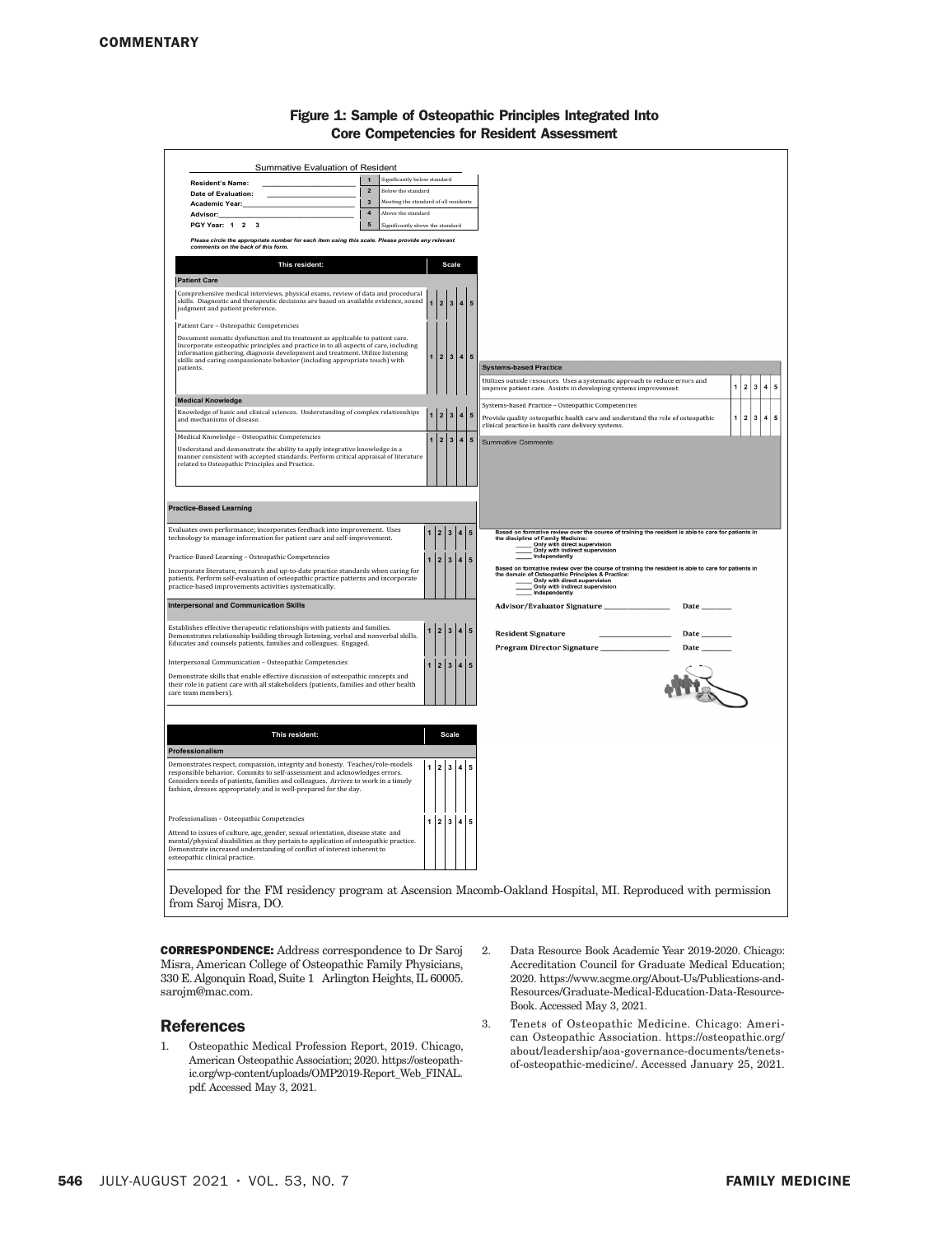## Figure 1: Sample of Osteopathic Principles Integrated Into Core Competencies for Resident Assessment

### Summative Evaluation of Resident

**Resident's Name:** ____________________

**Date of Evaluation:** ____________________

**Academic Year:** ____________________

**Advisor:** ____________________

**PGY Year:** 1 2 3

| Scale | Description |
|---|---|
| 1 | Significantly below standard |
| 2 | Below the standard |
| 3 | Meeting the standard of all residents |
| 4 | Above the standard |
| 5 | Significantly above the standard |

***Please circle the appropriate number for each item using this scale. Please provide any relevant comments on the back of this form.***

| This resident: | Scale |
|---|---|
| **Patient Care** | |
| Comprehensive medical interviews, physical exams, review of data and procedural skills. Diagnostic and therapeutic decisions are based on available evidence, sound judgment and patient preference. | 1 2 3 4 5 |
| Patient Care – Osteopathic Competencies<br>Document somatic dysfunction and its treatment as applicable to patient care. Incorporate osteopathic principles and practice in to all aspects of care, including information gathering, diagnosis development and treatment. Utilize listening skills and caring compassionate behavior (including appropriate touch) with patients. | 1 2 3 4 5 |
| **Medical Knowledge** | |
| Knowledge of basic and clinical sciences. Understanding of complex relationships and mechanisms of disease. | 1 2 3 4 5 |
| Medical Knowledge – Osteopathic Competencies<br>Understand and demonstrate the ability to apply integrative knowledge in a manner consistent with accepted standards. Perform critical appraisal of literature related to Osteopathic Principles and Practice. | 1 2 3 4 5 |
| **Practice-Based Learning** | |
| Evaluates own performance; incorporates feedback into improvement. Uses technology to manage information for patient care and self-improvement. | 1 2 3 4 5 |
| Practice-Based Learning – Osteopathic Competencies<br>Incorporate literature, research and up-to-date practice standards when caring for patients. Perform self-evaluation of osteopathic practice patterns and incorporate practice-based improvements activities systematically. | 1 2 3 4 5 |
| **Interpersonal and Communication Skills** | |
| Establishes effective therapeutic relationships with patients and families. Demonstrates relationship building through listening, verbal and nonverbal skills. Educates and counsels patients, families and colleagues. Engaged. | 1 2 3 4 5 |
| Interpersonal Communication – Osteopathic Competencies<br>Demonstrate skills that enable effective discussion of osteopathic concepts and their role in patient care with all stakeholders (patients, families and other health care team members). | 1 2 3 4 5 |

| This resident: | Scale |
|---|---|
| **Professionalism** | |
| Demonstrates respect, compassion, integrity and honesty. Teaches/role-models responsible behavior. Commits to self-assessment and acknowledges errors. Considers needs of patients, families and colleagues. Arrives to work in a timely fashion, dresses appropriately and is well-prepared for the day. | 1 2 3 4 5 |
| Professionalism – Osteopathic Competencies<br>Attend to issues of culture, age, gender, sexual orientation, disease state and mental/physical disabilities as they pertain to application of osteopathic practice. Demonstrate increased understanding of conflict of interest inherent to osteopathic clinical practice. | 1 2 3 4 5 |
| **Systems-based Practice** | |
| Utilizes outside resources. Uses a systematic approach to reduce errors and improve patient care. Assists in developing systems improvement. | 1 2 3 4 5 |
| Systems-based Practice – Osteopathic Competencies<br>Provide quality osteopathic health care and understand the role of osteopathic clinical practice in health care delivery systems. | 1 2 3 4 5 |

**Summative Comments:**

**Based on formative review over the course of training the resident is able to care for patients in the discipline of Family Medicine:**
- _____ Only with direct supervision
- _____ Only with indirect supervision
- _____ Independently

**Based on formative review over the course of training the resident is able to care for patients in the domain of Osteopathic Principles & Practice:**
- _____ Only with direct supervision
- _____ Only with indirect supervision
- _____ Independently

**Advisor/Evaluator Signature** ____________ **Date** _______

**Resident Signature** ____________ **Date** _______

**Program Director Signature** ____________ **Date** _______

Developed for the FM residency program at Ascension Macomb-Oakland Hospital, MI. Reproduced with permission from Saroj Misra, DO.

**CORRESPONDENCE:** Address correspondence to Dr Saroj Misra, American College of Osteopathic Family Physicians, 330 E. Algonquin Road, Suite 1 Arlington Heights, IL 60005. sarojm@mac.com.

## References

1. Osteopathic Medical Profession Report, 2019. Chicago, American Osteopathic Association; 2020. https://osteopathic.org/wp-content/uploads/OMP2019-Report_Web_FINAL.pdf. Accessed May 3, 2021.
2. Data Resource Book Academic Year 2019-2020. Chicago: Accreditation Council for Graduate Medical Education; 2020. https://www.acgme.org/About-Us/Publications-and-Resources/Graduate-Medical-Education-Data-Resource-Book. Accessed May 3, 2021.
3. Tenets of Osteopathic Medicine. Chicago: American Osteopathic Association. https://osteopathic.org/about/leadership/aoa-governance-documents/tenets-of-osteopathic-medicine/. Accessed January 25, 2021.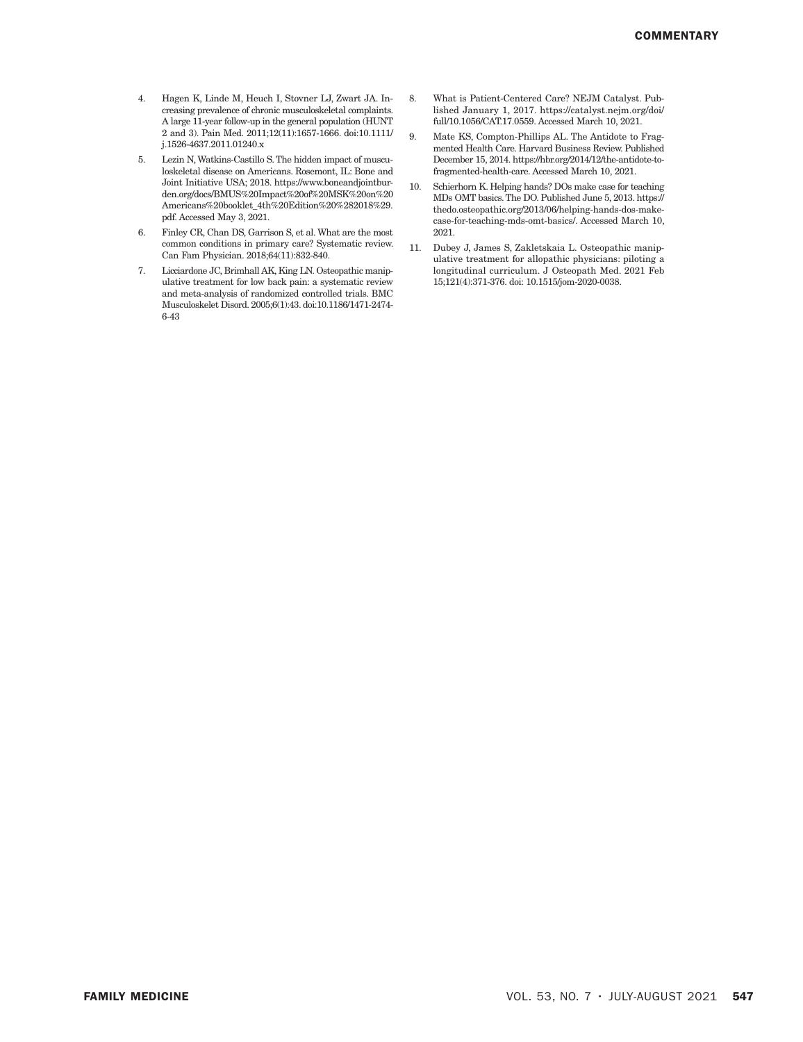4. Hagen K, Linde M, Heuch I, Stovner LJ, Zwart JA. Increasing prevalence of chronic musculoskeletal complaints. A large 11-year follow-up in the general population (HUNT 2 and 3). Pain Med. 2011;12(11):1657-1666. doi:10.1111/j.1526-4637.2011.01240.x
5. Lezin N, Watkins-Castillo S. The hidden impact of musculoskeletal disease on Americans. Rosemont, IL: Bone and Joint Initiative USA; 2018. https://www.boneandjointburden.org/docs/BMUS%20Impact%20of%20MSK%20on%20Americans%20booklet_4th%20Edition%20%282018%29.pdf. Accessed May 3, 2021.
6. Finley CR, Chan DS, Garrison S, et al. What are the most common conditions in primary care? Systematic review. Can Fam Physician. 2018;64(11):832-840.
7. Licciardone JC, Brimhall AK, King LN. Osteopathic manipulative treatment for low back pain: a systematic review and meta-analysis of randomized controlled trials. BMC Musculoskelet Disord. 2005;6(1):43. doi:10.1186/1471-2474-6-43
8. What is Patient-Centered Care? NEJM Catalyst. Published January 1, 2017. https://catalyst.nejm.org/doi/full/10.1056/CAT.17.0559. Accessed March 10, 2021.
9. Mate KS, Compton-Phillips AL. The Antidote to Fragmented Health Care. Harvard Business Review. Published December 15, 2014. https://hbr.org/2014/12/the-antidote-to-fragmented-health-care. Accessed March 10, 2021.
10. Schierhorn K. Helping hands? DOs make case for teaching MDs OMT basics. The DO. Published June 5, 2013. https://thedo.osteopathic.org/2013/06/helping-hands-dos-make-case-for-teaching-mds-omt-basics/. Accessed March 10, 2021.
11. Dubey J, James S, Zakletskaia L. Osteopathic manipulative treatment for allopathic physicians: piloting a longitudinal curriculum. J Osteopath Med. 2021 Feb 15;121(4):371-376. doi: 10.1515/jom-2020-0038.